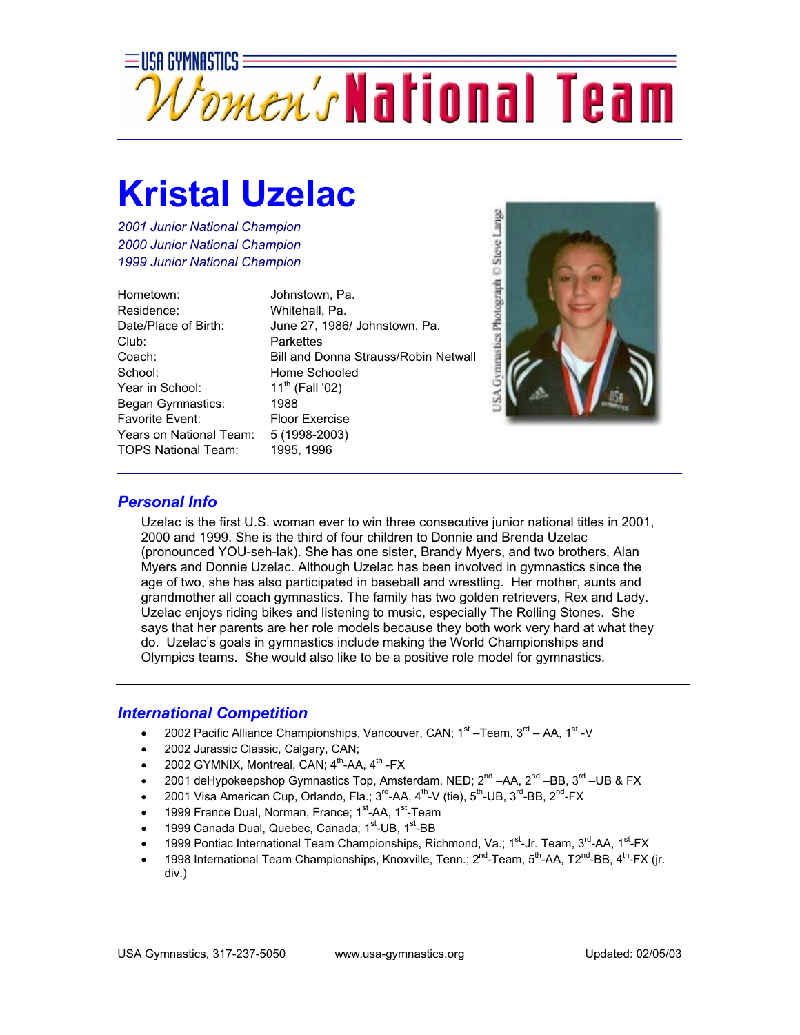USA GYMNASTICS Women's National Team

# Kristal Uzelac

*2001 Junior National Champion*
*2000 Junior National Champion*
*1999 Junior National Champion*

| | |
|---|---|
| Hometown: | Johnstown, Pa. |
| Residence: | Whitehall, Pa. |
| Date/Place of Birth: | June 27, 1986/ Johnstown, Pa. |
| Club: | Parkettes |
| Coach: | Bill and Donna Strauss/Robin Netwall |
| School: | Home Schooled |
| Year in School: | 11th (Fall '02) |
| Began Gymnastics: | 1988 |
| Favorite Event: | Floor Exercise |
| Years on National Team: | 5 (1998-2003) |
| TOPS National Team: | 1995, 1996 |

USA Gymnastics Photograph © Steve Lange

## Personal Info

Uzelac is the first U.S. woman ever to win three consecutive junior national titles in 2001, 2000 and 1999. She is the third of four children to Donnie and Brenda Uzelac (pronounced YOU-seh-lak). She has one sister, Brandy Myers, and two brothers, Alan Myers and Donnie Uzelac. Although Uzelac has been involved in gymnastics since the age of two, she has also participated in baseball and wrestling. Her mother, aunts and grandmother all coach gymnastics. The family has two golden retrievers, Rex and Lady. Uzelac enjoys riding bikes and listening to music, especially The Rolling Stones. She says that her parents are her role models because they both work very hard at what they do. Uzelac's goals in gymnastics include making the World Championships and Olympics teams. She would also like to be a positive role model for gymnastics.

## International Competition

- 2002 Pacific Alliance Championships, Vancouver, CAN; 1st –Team, 3rd – AA, 1st -V
- 2002 Jurassic Classic, Calgary, CAN;
- 2002 GYMNIX, Montreal, CAN; 4th-AA, 4th -FX
- 2001 deHypokeepshop Gymnastics Top, Amsterdam, NED; 2nd –AA, 2nd –BB, 3rd –UB & FX
- 2001 Visa American Cup, Orlando, Fla.; 3rd-AA, 4th-V (tie), 5th-UB, 3rd-BB, 2nd-FX
- 1999 France Dual, Norman, France; 1st-AA, 1st-Team
- 1999 Canada Dual, Quebec, Canada; 1st-UB, 1st-BB
- 1999 Pontiac International Team Championships, Richmond, Va.; 1st-Jr. Team, 3rd-AA, 1st-FX
- 1998 International Team Championships, Knoxville, Tenn.; 2nd-Team, 5th-AA, T2nd-BB, 4th-FX (jr. div.)

USA Gymnastics, 317-237-5050 www.usa-gymnastics.org Updated: 02/05/03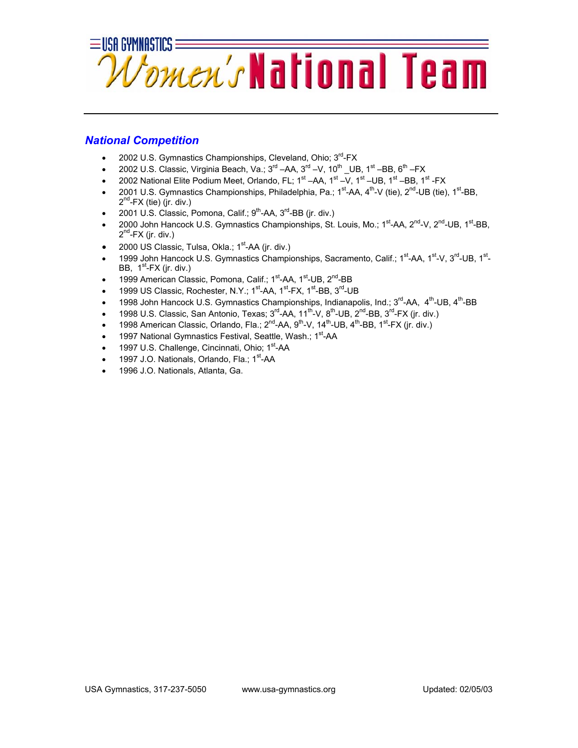## *National Competition*

- 2002 U.S. Gymnastics Championships, Cleveland, Ohio; 3rd-FX
- 2002 U.S. Classic, Virginia Beach, Va.; 3rd –AA, 3rd –V, 10th _UB, 1st –BB, 6th –FX
- 2002 National Elite Podium Meet, Orlando, FL; 1st –AA, 1st –V, 1st –UB, 1st –BB, 1st -FX
- 2001 U.S. Gymnastics Championships, Philadelphia, Pa.; 1st-AA, 4th-V (tie), 2nd-UB (tie), 1st-BB, 2nd-FX (tie) (jr. div.)
- 2001 U.S. Classic, Pomona, Calif.; 9th-AA, 3rd-BB (jr. div.)
- 2000 John Hancock U.S. Gymnastics Championships, St. Louis, Mo.; 1st-AA, 2nd-V, 2nd-UB, 1st-BB, 2nd-FX (jr. div.)
- 2000 US Classic, Tulsa, Okla.; 1st-AA (jr. div.)
- 1999 John Hancock U.S. Gymnastics Championships, Sacramento, Calif.; 1st-AA, 1st-V, 3rd-UB, 1st-BB, 1st-FX (jr. div.)
- 1999 American Classic, Pomona, Calif.; 1st-AA, 1st-UB, 2nd-BB
- 1999 US Classic, Rochester, N.Y.; 1st-AA, 1st-FX, 1st-BB, 3rd-UB
- 1998 John Hancock U.S. Gymnastics Championships, Indianapolis, Ind.; 3rd-AA, 4th-UB, 4th-BB
- 1998 U.S. Classic, San Antonio, Texas; 3rd-AA, 11th-V, 8th-UB, 2nd-BB, 3rd-FX (jr. div.)
- 1998 American Classic, Orlando, Fla.; 2nd-AA, 9th-V, 14th-UB, 4th-BB, 1st-FX (jr. div.)
- 1997 National Gymnastics Festival, Seattle, Wash.; 1st-AA
- 1997 U.S. Challenge, Cincinnati, Ohio; 1st-AA
- 1997 J.O. Nationals, Orlando, Fla.; 1st-AA
- 1996 J.O. Nationals, Atlanta, Ga.